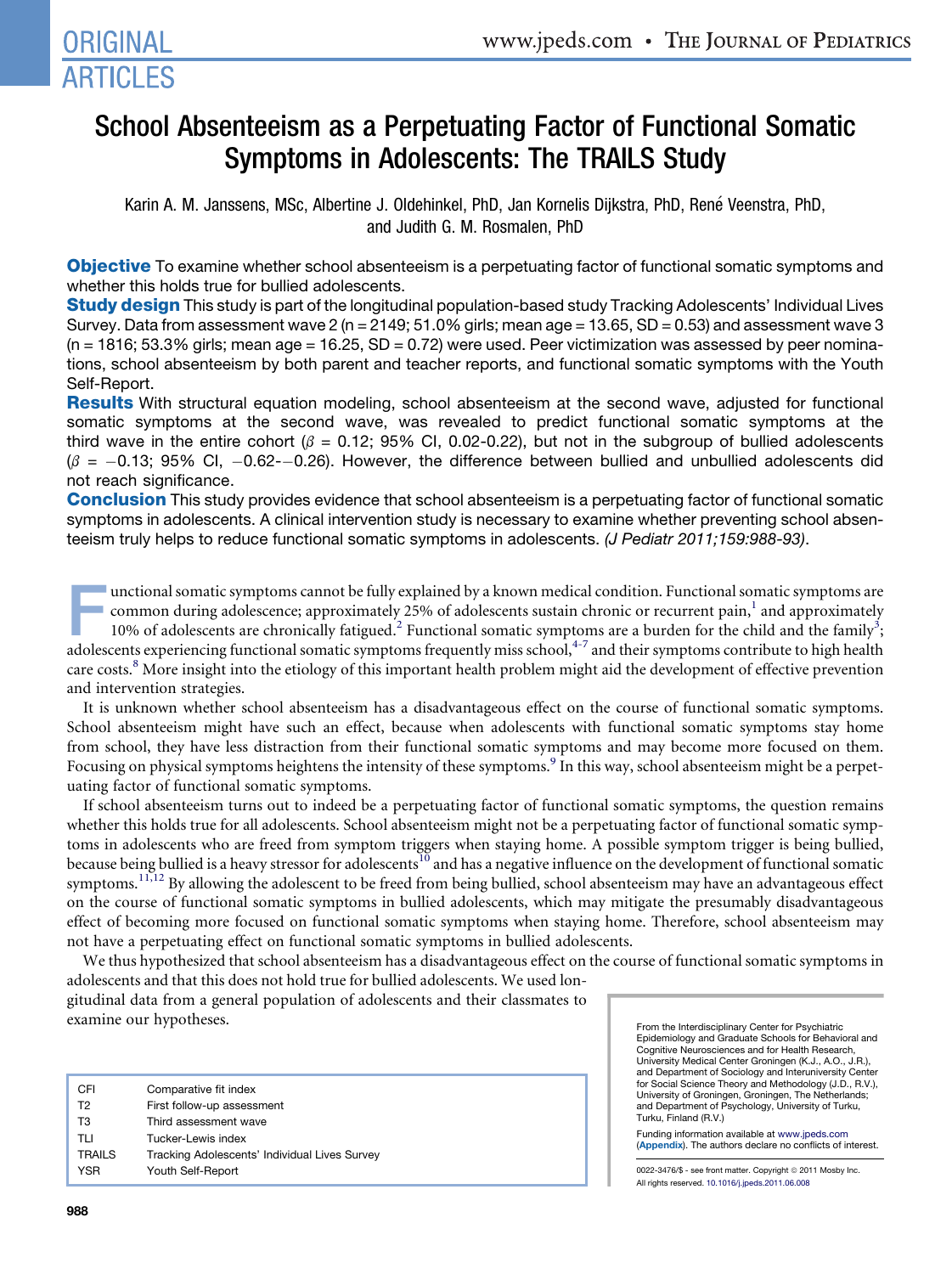# School Absenteeism as a Perpetuating Factor of Functional Somatic Symptoms in Adolescents: The TRAILS Study

Karin A. M. Janssens, MSc, Albertine J. Oldehinkel, PhD, Jan Kornelis Dijkstra, PhD, René Veenstra, PhD, and Judith G. M. Rosmalen, PhD

**Objective** To examine whether school absenteeism is a perpetuating factor of functional somatic symptoms and whether this holds true for bullied adolescents.

**Study design** This study is part of the longitudinal population-based study Tracking Adolescents' Individual Lives Survey. Data from assessment wave 2 (n = 2149; 51.0% girls; mean age = 13.65, SD = 0.53) and assessment wave 3 (n = 1816; 53.3% girls; mean age = 16.25, SD = 0.72) were used. Peer victimization was assessed by peer nominations, school absenteeism by both parent and teacher reports, and functional somatic symptoms with the Youth Self-Report.

**Results** With structural equation modeling, school absenteeism at the second wave, adjusted for functional somatic symptoms at the second wave, was revealed to predict functional somatic symptoms at the third wave in the entire cohort ($\beta$ = 0.12; 95% CI, 0.02-0.22), but not in the subgroup of bullied adolescents ($\beta$ = −0.13; 95% CI, −0.62-−0.26). However, the difference between bullied and unbullied adolescents did not reach significance.

**Conclusion** This study provides evidence that school absenteeism is a perpetuating factor of functional somatic symptoms in adolescents. A clinical intervention study is necessary to examine whether preventing school absenteeism truly helps to reduce functional somatic symptoms in adolescents. *(J Pediatr 2011;159:988-93)*.

Functional somatic symptoms cannot be fully explained by a known medical condition. Functional somatic symptoms are common during adolescence; approximately 25% of adolescents sustain chronic or recurrent pain,[1] and approximately 10% of adolescents are chronically fatigued.[2] Functional somatic symptoms are a burden for the child and the family[3]; adolescents experiencing functional somatic symptoms frequently miss school,[4-7] and their symptoms contribute to high health care costs.[8] More insight into the etiology of this important health problem might aid the development of effective prevention and intervention strategies.

It is unknown whether school absenteeism has a disadvantageous effect on the course of functional somatic symptoms. School absenteeism might have such an effect, because when adolescents with functional somatic symptoms stay home from school, they have less distraction from their functional somatic symptoms and may become more focused on them. Focusing on physical symptoms heightens the intensity of these symptoms.[9] In this way, school absenteeism might be a perpetuating factor of functional somatic symptoms.

If school absenteeism turns out to indeed be a perpetuating factor of functional somatic symptoms, the question remains whether this holds true for all adolescents. School absenteeism might not be a perpetuating factor of functional somatic symptoms in adolescents who are freed from symptom triggers when staying home. A possible symptom trigger is being bullied, because being bullied is a heavy stressor for adolescents[10] and has a negative influence on the development of functional somatic symptoms.[11,12] By allowing the adolescent to be freed from being bullied, school absenteeism may have an advantageous effect on the course of functional somatic symptoms in bullied adolescents, which may mitigate the presumably disadvantageous effect of becoming more focused on functional somatic symptoms when staying home. Therefore, school absenteeism may not have a perpetuating effect on functional somatic symptoms in bullied adolescents.

We thus hypothesized that school absenteeism has a disadvantageous effect on the course of functional somatic symptoms in adolescents and that this does not hold true for bullied adolescents. We used longitudinal data from a general population of adolescents and their classmates to examine our hypotheses.

| | |
|---|---|
| CFI | Comparative fit index |
| T2 | First follow-up assessment |
| T3 | Third assessment wave |
| TLI | Tucker-Lewis index |
| TRAILS | Tracking Adolescents' Individual Lives Survey |
| YSR | Youth Self-Report |

From the Interdisciplinary Center for Psychiatric Epidemiology and Graduate Schools for Behavioral and Cognitive Neurosciences and for Health Research, University Medical Center Groningen (K.J., A.O., J.R.), and Department of Sociology and Interuniversity Center for Social Science Theory and Methodology (J.D., R.V.), University of Groningen, Groningen, The Netherlands; and Department of Psychology, University of Turku, Turku, Finland (R.V.)

Funding information available at www.jpeds.com (Appendix). The authors declare no conflicts of interest.

0022-3476/$ - see front matter. Copyright © 2011 Mosby Inc. All rights reserved. 10.1016/j.jpeds.2011.06.008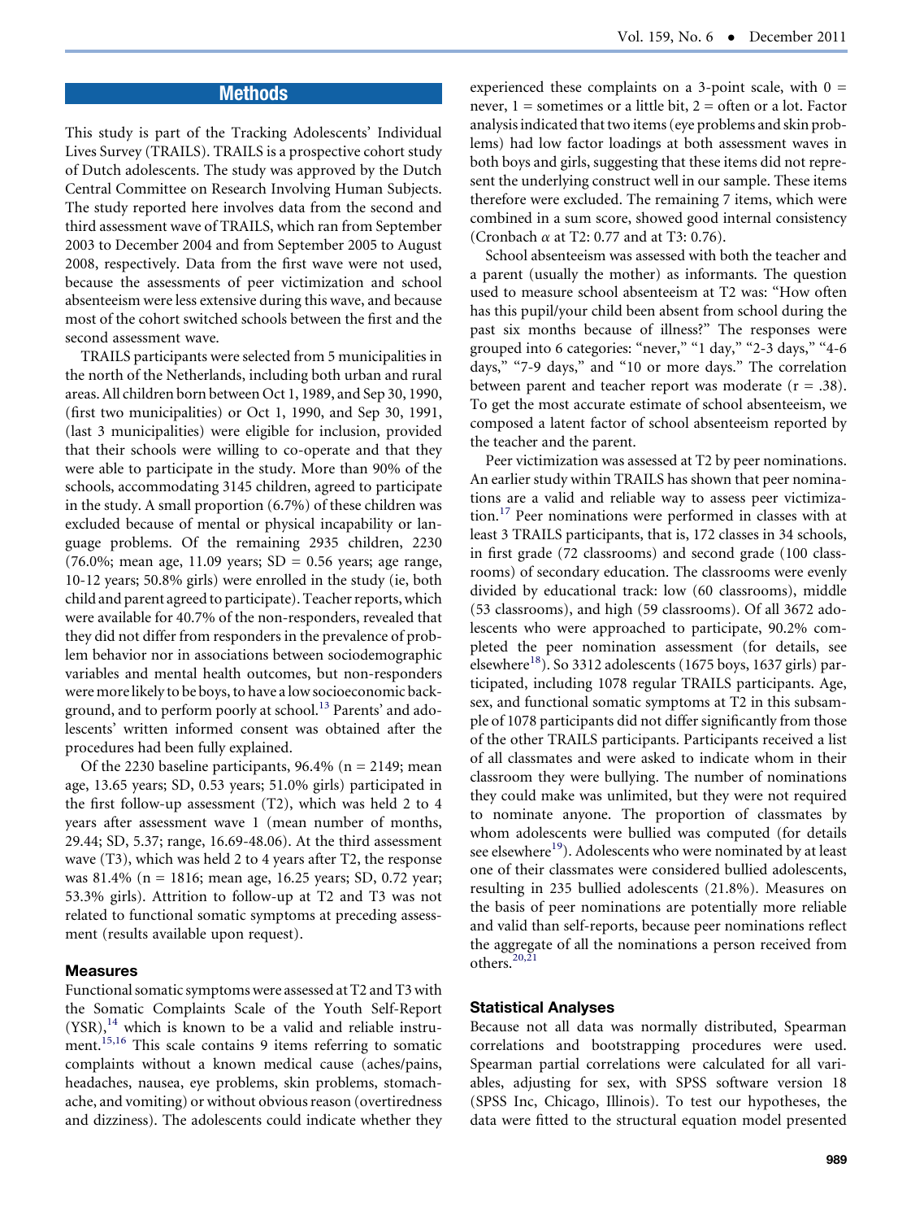## Methods

This study is part of the Tracking Adolescents' Individual Lives Survey (TRAILS). TRAILS is a prospective cohort study of Dutch adolescents. The study was approved by the Dutch Central Committee on Research Involving Human Subjects. The study reported here involves data from the second and third assessment wave of TRAILS, which ran from September 2003 to December 2004 and from September 2005 to August 2008, respectively. Data from the first wave were not used, because the assessments of peer victimization and school absenteeism were less extensive during this wave, and because most of the cohort switched schools between the first and the second assessment wave.

TRAILS participants were selected from 5 municipalities in the north of the Netherlands, including both urban and rural areas. All children born between Oct 1, 1989, and Sep 30, 1990, (first two municipalities) or Oct 1, 1990, and Sep 30, 1991, (last 3 municipalities) were eligible for inclusion, provided that their schools were willing to co-operate and that they were able to participate in the study. More than 90% of the schools, accommodating 3145 children, agreed to participate in the study. A small proportion (6.7%) of these children was excluded because of mental or physical incapability or language problems. Of the remaining 2935 children, 2230 (76.0%; mean age, 11.09 years; SD = 0.56 years; age range, 10-12 years; 50.8% girls) were enrolled in the study (ie, both child and parent agreed to participate). Teacher reports, which were available for 40.7% of the non-responders, revealed that they did not differ from responders in the prevalence of problem behavior nor in associations between sociodemographic variables and mental health outcomes, but non-responders were more likely to be boys, to have a low socioeconomic background, and to perform poorly at school.[13] Parents' and adolescents' written informed consent was obtained after the procedures had been fully explained.

Of the 2230 baseline participants, 96.4% (n = 2149; mean age, 13.65 years; SD, 0.53 years; 51.0% girls) participated in the first follow-up assessment (T2), which was held 2 to 4 years after assessment wave 1 (mean number of months, 29.44; SD, 5.37; range, 16.69-48.06). At the third assessment wave (T3), which was held 2 to 4 years after T2, the response was 81.4% (n = 1816; mean age, 16.25 years; SD, 0.72 year; 53.3% girls). Attrition to follow-up at T2 and T3 was not related to functional somatic symptoms at preceding assessment (results available upon request).

### Measures

Functional somatic symptoms were assessed at T2 and T3 with the Somatic Complaints Scale of the Youth Self-Report (YSR),[14] which is known to be a valid and reliable instrument.[15,16] This scale contains 9 items referring to somatic complaints without a known medical cause (aches/pains, headaches, nausea, eye problems, skin problems, stomachache, and vomiting) or without obvious reason (overtiredness and dizziness). The adolescents could indicate whether they experienced these complaints on a 3-point scale, with 0 = never, 1 = sometimes or a little bit, 2 = often or a lot. Factor analysis indicated that two items (eye problems and skin problems) had low factor loadings at both assessment waves in both boys and girls, suggesting that these items did not represent the underlying construct well in our sample. These items therefore were excluded. The remaining 7 items, which were combined in a sum score, showed good internal consistency (Cronbach $\alpha$ at T2: 0.77 and at T3: 0.76).

School absenteeism was assessed with both the teacher and a parent (usually the mother) as informants. The question used to measure school absenteeism at T2 was: "How often has this pupil/your child been absent from school during the past six months because of illness?" The responses were grouped into 6 categories: "never," "1 day," "2-3 days," "4-6 days," "7-9 days," and "10 or more days." The correlation between parent and teacher report was moderate (r = .38). To get the most accurate estimate of school absenteeism, we composed a latent factor of school absenteeism reported by the teacher and the parent.

Peer victimization was assessed at T2 by peer nominations. An earlier study within TRAILS has shown that peer nominations are a valid and reliable way to assess peer victimization.[17] Peer nominations were performed in classes with at least 3 TRAILS participants, that is, 172 classes in 34 schools, in first grade (72 classrooms) and second grade (100 classrooms) of secondary education. The classrooms were evenly divided by educational track: low (60 classrooms), middle (53 classrooms), and high (59 classrooms). Of all 3672 adolescents who were approached to participate, 90.2% completed the peer nomination assessment (for details, see elsewhere[18]). So 3312 adolescents (1675 boys, 1637 girls) participated, including 1078 regular TRAILS participants. Age, sex, and functional somatic symptoms at T2 in this subsample of 1078 participants did not differ significantly from those of the other TRAILS participants. Participants received a list of all classmates and were asked to indicate whom in their classroom they were bullying. The number of nominations they could make was unlimited, but they were not required to nominate anyone. The proportion of classmates by whom adolescents were bullied was computed (for details see elsewhere[19]). Adolescents who were nominated by at least one of their classmates were considered bullied adolescents, resulting in 235 bullied adolescents (21.8%). Measures on the basis of peer nominations are potentially more reliable and valid than self-reports, because peer nominations reflect the aggregate of all the nominations a person received from others.[20,21]

### Statistical Analyses

Because not all data was normally distributed, Spearman correlations and bootstrapping procedures were used. Spearman partial correlations were calculated for all variables, adjusting for sex, with SPSS software version 18 (SPSS Inc, Chicago, Illinois). To test our hypotheses, the data were fitted to the structural equation model presented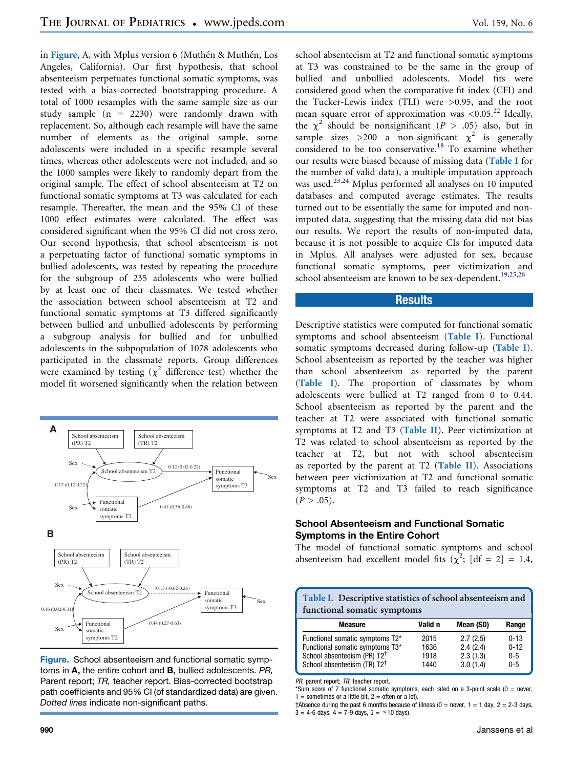in **Figure**, A, with Mplus version 6 (Muthén & Muthén, Los Angeles, California). Our first hypothesis, that school absenteeism perpetuates functional somatic symptoms, was tested with a bias-corrected bootstrapping procedure. A total of 1000 resamples with the same sample size as our study sample (n = 2230) were randomly drawn with replacement. So, although each resample will have the same number of elements as the original sample, some adolescents were included in a specific resample several times, whereas other adolescents were not included, and so the 1000 samples were likely to randomly depart from the original sample. The effect of school absenteeism at T2 on functional somatic symptoms at T3 was calculated for each resample. Thereafter, the mean and the 95% CI of these 1000 effect estimates were calculated. The effect was considered significant when the 95% CI did not cross zero. Our second hypothesis, that school absenteeism is not a perpetuating factor of functional somatic symptoms in bullied adolescents, was tested by repeating the procedure for the subgroup of 235 adolescents who were bullied by at least one of their classmates. We tested whether the association between school absenteeism at T2 and functional somatic symptoms at T3 differed significantly between bullied and unbullied adolescents by performing a subgroup analysis for bullied and for unbullied adolescents in the subpopulation of 1078 adolescents who participated in the classmate reports. Group differences were examined by testing ($\chi^2$ difference test) whether the model fit worsened significantly when the relation between school absenteeism at T2 and functional somatic symptoms at T3 was constrained to be the same in the group of bullied and unbullied adolescents. Model fits were considered good when the comparative fit index (CFI) and the Tucker-Lewis index (TLI) were >0.95, and the root mean square error of approximation was <0.05.[22] Ideally, the $\chi^2$ should be nonsignificant ($P > .05$) also, but in sample sizes >200 a non-significant $\chi^2$ is generally considered to be too conservative.[18] To examine whether our results were biased because of missing data (**Table I** for the number of valid data), a multiple imputation approach was used.[23,24] Mplus performed all analyses on 10 imputed databases and computed average estimates. The results turned out to be essentially the same for imputed and non-imputed data, suggesting that the missing data did not bias our results. We report the results of non-imputed data, because it is not possible to acquire CIs for imputed data in Mplus. All analyses were adjusted for sex, because functional somatic symptoms, peer victimization and school absenteeism are known to be sex-dependent.[19,25,26]

**Figure.** School absenteeism and functional somatic symptoms in **A,** the entire cohort and **B,** bullied adolescents. *PR,* Parent report; *TR,* teacher report. Bias-corrected bootstrap path coefficients and 95% CI (of standardized data) are given. *Dotted lines* indicate non-significant paths.

## Results

Descriptive statistics were computed for functional somatic symptoms and school absenteeism (**Table I**). Functional somatic symptoms decreased during follow-up (**Table I**). School absenteeism as reported by the teacher was higher than school absenteeism as reported by the parent (**Table I**). The proportion of classmates by whom adolescents were bullied at T2 ranged from 0 to 0.44. School absenteeism as reported by the parent and the teacher at T2 were associated with functional somatic symptoms at T2 and T3 (**Table II**). Peer victimization at T2 was related to school absenteeism as reported by the teacher at T2, but not with school absenteeism as reported by the parent at T2 (**Table II**). Associations between peer victimization at T2 and functional somatic symptoms at T2 and T3 failed to reach significance ($P > .05$).

### School Absenteeism and Functional Somatic Symptoms in the Entire Cohort

The model of functional somatic symptoms and school absenteeism had excellent model fits ($\chi^2$; [df = 2] = 1.4,

**Table I. Descriptive statistics of school absenteeism and functional somatic symptoms**

| Measure | Valid n | Mean (SD) | Range |
|---|---|---|---|
| Functional somatic symptoms T2* | 2015 | 2.7 (2.5) | 0-13 |
| Functional somatic symptoms T3* | 1636 | 2.4 (2.4) | 0-12 |
| School absenteeism (PR) T2† | 1918 | 2.3 (1.3) | 0-5 |
| School absenteeism (TR) T2† | 1440 | 3.0 (1.4) | 0-5 |

*PR*, parent report; *TR*, teacher report.
*Sum score of 7 functional somatic symptoms, each rated on a 3-point scale (0 = never, 1 = sometimes or a little bit, 2 = often or a lot).
†Absence during the past 6 months because of illness (0 = never, 1 = 1 day, 2 = 2-3 days, 3 = 4-6 days, 4 = 7-9 days, 5 = ≥10 days).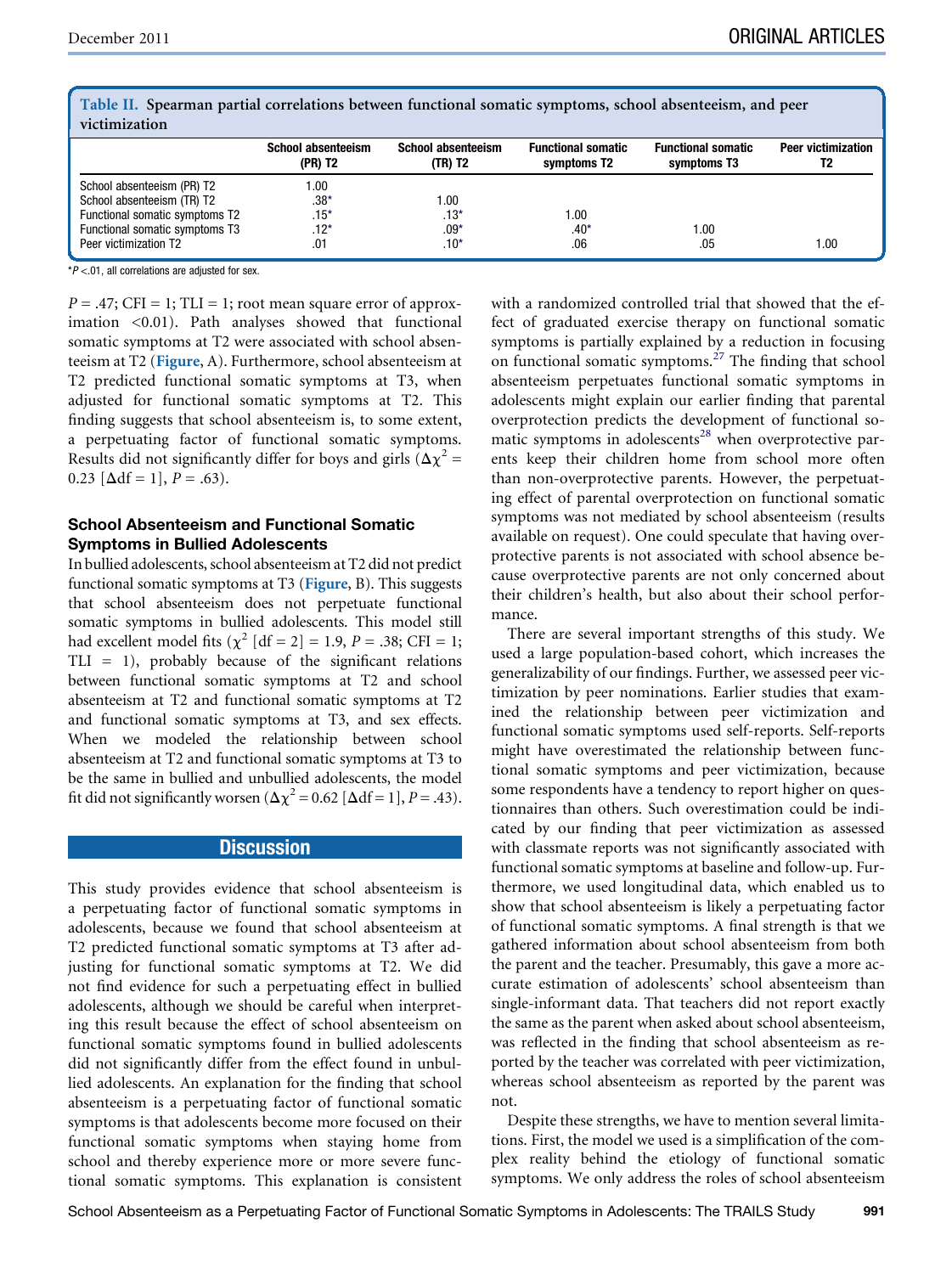**Table II. Spearman partial correlations between functional somatic symptoms, school absenteeism, and peer victimization**

| | School absenteeism (PR) T2 | School absenteeism (TR) T2 | Functional somatic symptoms T2 | Functional somatic symptoms T3 | Peer victimization T2 |
|---|---|---|---|---|---|
| School absenteeism (PR) T2 | 1.00 | | | | |
| School absenteeism (TR) T2 | .38* | 1.00 | | | |
| Functional somatic symptoms T2 | .15* | .13* | 1.00 | | |
| Functional somatic symptoms T3 | .12* | .09* | .40* | 1.00 | |
| Peer victimization T2 | .01 | .10* | .06 | .05 | 1.00 |

*$P$ <.01, all correlations are adjusted for sex.

$P$ = .47; CFI = 1; TLI = 1; root mean square error of approximation <0.01). Path analyses showed that functional somatic symptoms at T2 were associated with school absenteeism at T2 (Figure, A). Furthermore, school absenteeism at T2 predicted functional somatic symptoms at T3, when adjusted for functional somatic symptoms at T2. This finding suggests that school absenteeism is, to some extent, a perpetuating factor of functional somatic symptoms. Results did not significantly differ for boys and girls ($\Delta\chi^2$ = 0.23 [$\Delta$df = 1], $P$ = .63).

### School Absenteeism and Functional Somatic Symptoms in Bullied Adolescents

In bullied adolescents, school absenteeism at T2 did not predict functional somatic symptoms at T3 (Figure, B). This suggests that school absenteeism does not perpetuate functional somatic symptoms in bullied adolescents. This model still had excellent model fits ($\chi^2$ [df = 2] = 1.9, $P$ = .38; CFI = 1; TLI = 1), probably because of the significant relations between functional somatic symptoms at T2 and school absenteeism at T2 and functional somatic symptoms at T2 and functional somatic symptoms at T3, and sex effects. When we modeled the relationship between school absenteeism at T2 and functional somatic symptoms at T3 to be the same in bullied and unbullied adolescents, the model fit did not significantly worsen ($\Delta\chi^2$ = 0.62 [$\Delta$df = 1], $P$ = .43).

## Discussion

This study provides evidence that school absenteeism is a perpetuating factor of functional somatic symptoms in adolescents, because we found that school absenteeism at T2 predicted functional somatic symptoms at T3 after adjusting for functional somatic symptoms at T2. We did not find evidence for such a perpetuating effect in bullied adolescents, although we should be careful when interpreting this result because the effect of school absenteeism on functional somatic symptoms found in bullied adolescents did not significantly differ from the effect found in unbullied adolescents. An explanation for the finding that school absenteeism is a perpetuating factor of functional somatic symptoms is that adolescents become more focused on their functional somatic symptoms when staying home from school and thereby experience more or more severe functional somatic symptoms. This explanation is consistent with a randomized controlled trial that showed that the effect of graduated exercise therapy on functional somatic symptoms is partially explained by a reduction in focusing on functional somatic symptoms.[27] The finding that school absenteeism perpetuates functional somatic symptoms in adolescents might explain our earlier finding that parental overprotection predicts the development of functional somatic symptoms in adolescents[28] when overprotective parents keep their children home from school more often than non-overprotective parents. However, the perpetuating effect of parental overprotection on functional somatic symptoms was not mediated by school absenteeism (results available on request). One could speculate that having overprotective parents is not associated with school absence because overprotective parents are not only concerned about their children's health, but also about their school performance.

There are several important strengths of this study. We used a large population-based cohort, which increases the generalizability of our findings. Further, we assessed peer victimization by peer nominations. Earlier studies that examined the relationship between peer victimization and functional somatic symptoms used self-reports. Self-reports might have overestimated the relationship between functional somatic symptoms and peer victimization, because some respondents have a tendency to report higher on questionnaires than others. Such overestimation could be indicated by our finding that peer victimization as assessed with classmate reports was not significantly associated with functional somatic symptoms at baseline and follow-up. Furthermore, we used longitudinal data, which enabled us to show that school absenteeism is likely a perpetuating factor of functional somatic symptoms. A final strength is that we gathered information about school absenteeism from both the parent and the teacher. Presumably, this gave a more accurate estimation of adolescents' school absenteeism than single-informant data. That teachers did not report exactly the same as the parent when asked about school absenteeism, was reflected in the finding that school absenteeism as reported by the teacher was correlated with peer victimization, whereas school absenteeism as reported by the parent was not.

Despite these strengths, we have to mention several limitations. First, the model we used is a simplification of the complex reality behind the etiology of functional somatic symptoms. We only address the roles of school absenteeism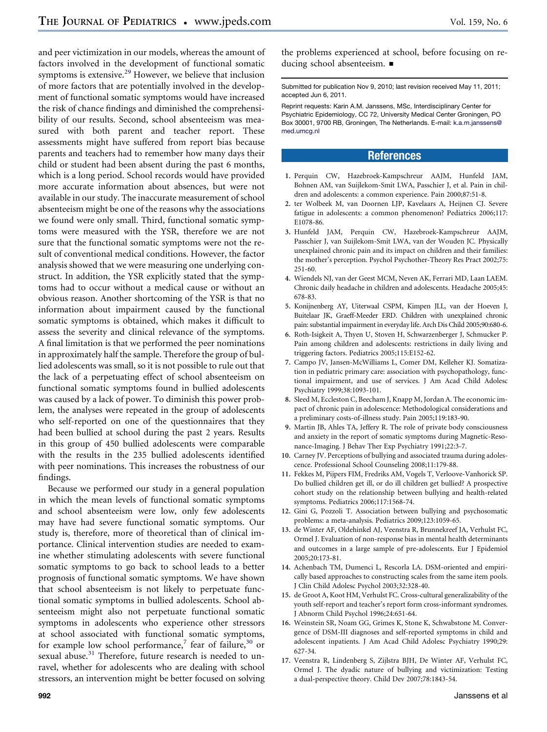and peer victimization in our models, whereas the amount of factors involved in the development of functional somatic symptoms is extensive.[29] However, we believe that inclusion of more factors that are potentially involved in the development of functional somatic symptoms would have increased the risk of chance findings and diminished the comprehensibility of our results. Second, school absenteeism was measured with both parent and teacher report. These assessments might have suffered from report bias because parents and teachers had to remember how many days their child or student had been absent during the past 6 months, which is a long period. School records would have provided more accurate information about absences, but were not available in our study. The inaccurate measurement of school absenteeism might be one of the reasons why the associations we found were only small. Third, functional somatic symptoms were measured with the YSR, therefore we are not sure that the functional somatic symptoms were not the result of conventional medical conditions. However, the factor analysis showed that we were measuring one underlying construct. In addition, the YSR explicitly stated that the symptoms had to occur without a medical cause or without an obvious reason. Another shortcoming of the YSR is that no information about impairment caused by the functional somatic symptoms is obtained, which makes it difficult to assess the severity and clinical relevance of the symptoms. A final limitation is that we performed the peer nominations in approximately half the sample. Therefore the group of bullied adolescents was small, so it is not possible to rule out that the lack of a perpetuating effect of school absenteeism on functional somatic symptoms found in bullied adolescents was caused by a lack of power. To diminish this power problem, the analyses were repeated in the group of adolescents who self-reported on one of the questionnaires that they had been bullied at school during the past 2 years. Results in this group of 450 bullied adolescents were comparable with the results in the 235 bullied adolescents identified with peer nominations. This increases the robustness of our findings.

Because we performed our study in a general population in which the mean levels of functional somatic symptoms and school absenteeism were low, only few adolescents may have had severe functional somatic symptoms. Our study is, therefore, more of theoretical than of clinical importance. Clinical intervention studies are needed to examine whether stimulating adolescents with severe functional somatic symptoms to go back to school leads to a better prognosis of functional somatic symptoms. We have shown that school absenteeism is not likely to perpetuate functional somatic symptoms in bullied adolescents. School absenteeism might also not perpetuate functional somatic symptoms in adolescents who experience other stressors at school associated with functional somatic symptoms, for example low school performance,[7] fear of failure,[30] or sexual abuse.[31] Therefore, future research is needed to unravel, whether for adolescents who are dealing with school stressors, an intervention might be better focused on solving the problems experienced at school, before focusing on reducing school absenteeism. ■

Submitted for publication Nov 9, 2010; last revision received May 11, 2011; accepted Jun 6, 2011.

Reprint requests: Karin A.M. Janssens, MSc, Interdisciplinary Center for Psychiatric Epidemiology, CC 72, University Medical Center Groningen, PO Box 30001, 9700 RB, Groningen, The Netherlands. E-mail: k.a.m.janssens@med.umcg.nl

## References

1. Perquin CW, Hazebroek-Kampschreur AAJM, Hunfeld JAM, Bohnen AM, van Suijlekom-Smit LWA, Passchier J, et al. Pain in children and adolescents: a common experience. Pain 2000;87:51-8.
2. ter Wolbeek M, van Doornen LJP, Kavelaars A, Heijnen CJ. Severe fatigue in adolescents: a common phenomenon? Pediatrics 2006;117:E1078-86.
3. Hunfeld JAM, Perquin CW, Hazebroek-Kampschreur AAJM, Passchier J, van Suijlekom-Smit LWA, van der Wouden JC. Physically unexplained chronic pain and its impact on children and their families: the mother's perception. Psychol Psychother-Theory Res Pract 2002;75:251-60.
4. Wiendels NJ, van der Geest MCM, Neven AK, Ferrari MD, Laan LAEM. Chronic daily headache in children and adolescents. Headache 2005;45:678-83.
5. Konijnenberg AY, Uiterwaal CSPM, Kimpen JLL, van der Hoeven J, Buitelaar JK, Graeff-Meeder ERD. Children with unexplained chronic pain: substantial impairment in everyday life. Arch Dis Child 2005;90:680-6.
6. Roth-Isigkeit A, Thyen U, Stoven H, Schwarzenberger J, Schmucker P. Pain among children and adolescents: restrictions in daily living and triggering factors. Pediatrics 2005;115:E152-62.
7. Campo JV, Jansen-McWilliams L, Comer DM, Kelleher KJ. Somatization in pediatric primary care: association with psychopathology, functional impairment, and use of services. J Am Acad Child Adolesc Psychiatry 1999;38:1093-101.
8. Sleed M, Eccleston C, Beecham J, Knapp M, Jordan A. The economic impact of chronic pain in adolescence: Methodological considerations and a preliminary costs-of-illness study. Pain 2005;119:183-90.
9. Martin JB, Ahles TA, Jeffery R. The role of private body consciousness and anxiety in the report of somatic symptoms during Magnetic-Resonance-Imaging. J Behav Ther Exp Psychiatry 1991;22:3-7.
10. Carney JV. Perceptions of bullying and associated trauma during adolescence. Professional School Counseling 2008;11:179-88.
11. Fekkes M, Pijpers FIM, Fredriks AM, Vogels T, Verloove-Vanhorick SP. Do bullied children get ill, or do ill children get bullied? A prospective cohort study on the relationship between bullying and health-related symptoms. Pediatrics 2006;117:1568-74.
12. Gini G, Pozzoli T. Association between bullying and psychosomatic problems: a meta-analysis. Pediatrics 2009;123:1059-65.
13. de Winter AF, Oldehinkel AJ, Veenstra R, Brunnekreef JA, Verhulst FC, Ormel J. Evaluation of non-response bias in mental health determinants and outcomes in a large sample of pre-adolescents. Eur J Epidemiol 2005;20:173-81.
14. Achenbach TM, Dumenci L, Rescorla LA. DSM-oriented and empirically based approaches to constructing scales from the same item pools. J Clin Child Adolesc Psychol 2003;32:328-40.
15. de Groot A, Koot HM, Verhulst FC. Cross-cultural generalizability of the youth self-report and teacher's report form cross-informant syndromes. J Abnorm Child Psychol 1996;24:651-64.
16. Weinstein SR, Noam GG, Grimes K, Stone K, Schwabstone M. Convergence of DSM-III diagnoses and self-reported symptoms in child and adolescent inpatients. J Am Acad Child Adolesc Psychiatry 1990;29:627-34.
17. Veenstra R, Lindenberg S, Zijlstra BJH, De Winter AF, Verhulst FC, Ormel J. The dyadic nature of bullying and victimization: Testing a dual-perspective theory. Child Dev 2007;78:1843-54.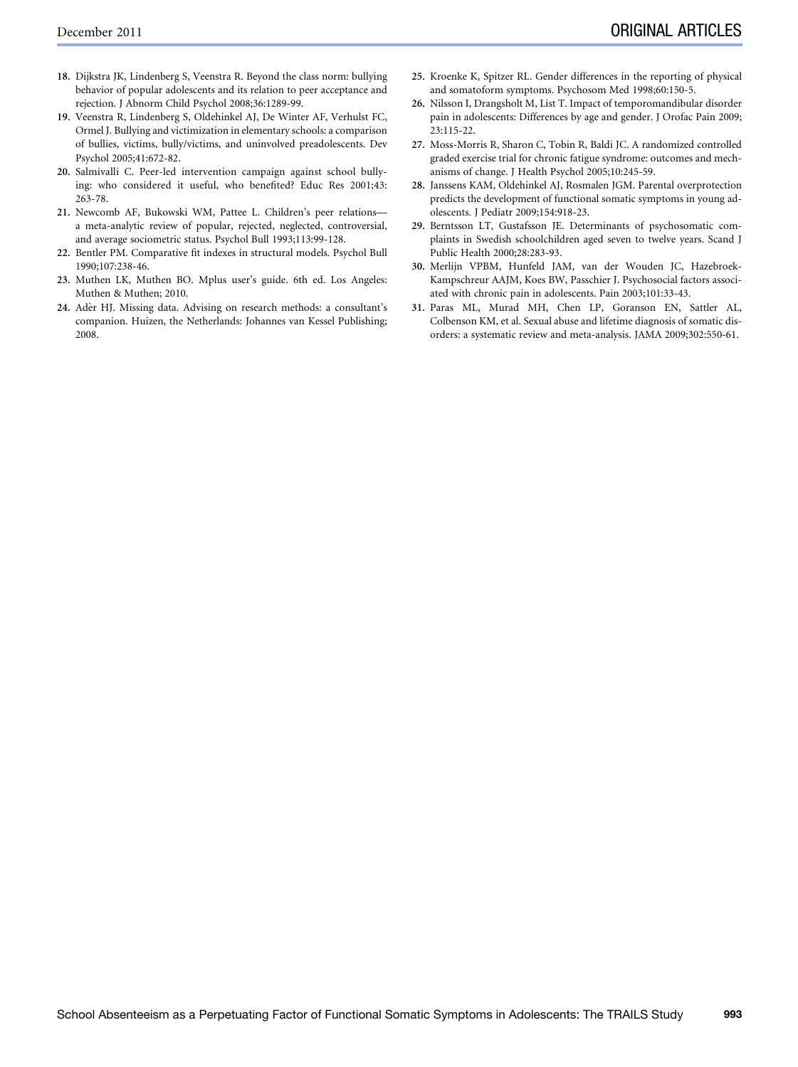18. Dijkstra JK, Lindenberg S, Veenstra R. Beyond the class norm: bullying behavior of popular adolescents and its relation to peer acceptance and rejection. J Abnorm Child Psychol 2008;36:1289-99.
19. Veenstra R, Lindenberg S, Oldehinkel AJ, De Winter AF, Verhulst FC, Ormel J. Bullying and victimization in elementary schools: a comparison of bullies, victims, bully/victims, and uninvolved preadolescents. Dev Psychol 2005;41:672-82.
20. Salmivalli C. Peer-led intervention campaign against school bullying: who considered it useful, who benefited? Educ Res 2001;43: 263-78.
21. Newcomb AF, Bukowski WM, Pattee L. Children's peer relations—a meta-analytic review of popular, rejected, neglected, controversial, and average sociometric status. Psychol Bull 1993;113:99-128.
22. Bentler PM. Comparative fit indexes in structural models. Psychol Bull 1990;107:238-46.
23. Muthen LK, Muthen BO. Mplus user's guide. 6th ed. Los Angeles: Muthen & Muthen; 2010.
24. Adèr HJ. Missing data. Advising on research methods: a consultant's companion. Huizen, the Netherlands: Johannes van Kessel Publishing; 2008.
25. Kroenke K, Spitzer RL. Gender differences in the reporting of physical and somatoform symptoms. Psychosom Med 1998;60:150-5.
26. Nilsson I, Drangsholt M, List T. Impact of temporomandibular disorder pain in adolescents: Differences by age and gender. J Orofac Pain 2009; 23:115-22.
27. Moss-Morris R, Sharon C, Tobin R, Baldi JC. A randomized controlled graded exercise trial for chronic fatigue syndrome: outcomes and mechanisms of change. J Health Psychol 2005;10:245-59.
28. Janssens KAM, Oldehinkel AJ, Rosmalen JGM. Parental overprotection predicts the development of functional somatic symptoms in young adolescents. J Pediatr 2009;154:918-23.
29. Berntsson LT, Gustafsson JE. Determinants of psychosomatic complaints in Swedish schoolchildren aged seven to twelve years. Scand J Public Health 2000;28:283-93.
30. Merlijn VPBM, Hunfeld JAM, van der Wouden JC, Hazebroek-Kampschreur AAJM, Koes BW, Passchier J. Psychosocial factors associated with chronic pain in adolescents. Pain 2003;101:33-43.
31. Paras ML, Murad MH, Chen LP, Goranson EN, Sattler AL, Colbenson KM, et al. Sexual abuse and lifetime diagnosis of somatic disorders: a systematic review and meta-analysis. JAMA 2009;302:550-61.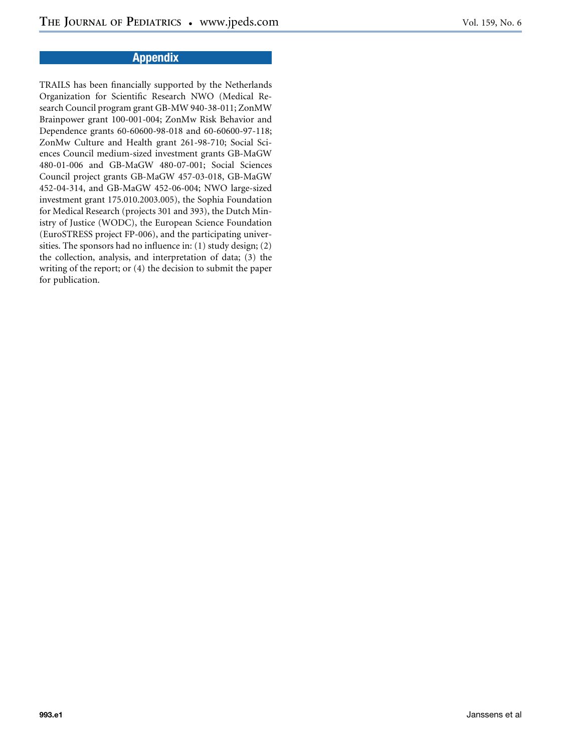## Appendix

TRAILS has been financially supported by the Netherlands Organization for Scientific Research NWO (Medical Research Council program grant GB-MW 940-38-011; ZonMW Brainpower grant 100-001-004; ZonMw Risk Behavior and Dependence grants 60-60600-98-018 and 60-60600-97-118; ZonMw Culture and Health grant 261-98-710; Social Sciences Council medium-sized investment grants GB-MaGW 480-01-006 and GB-MaGW 480-07-001; Social Sciences Council project grants GB-MaGW 457-03-018, GB-MaGW 452-04-314, and GB-MaGW 452-06-004; NWO large-sized investment grant 175.010.2003.005), the Sophia Foundation for Medical Research (projects 301 and 393), the Dutch Ministry of Justice (WODC), the European Science Foundation (EuroSTRESS project FP-006), and the participating universities. The sponsors had no influence in: (1) study design; (2) the collection, analysis, and interpretation of data; (3) the writing of the report; or (4) the decision to submit the paper for publication.